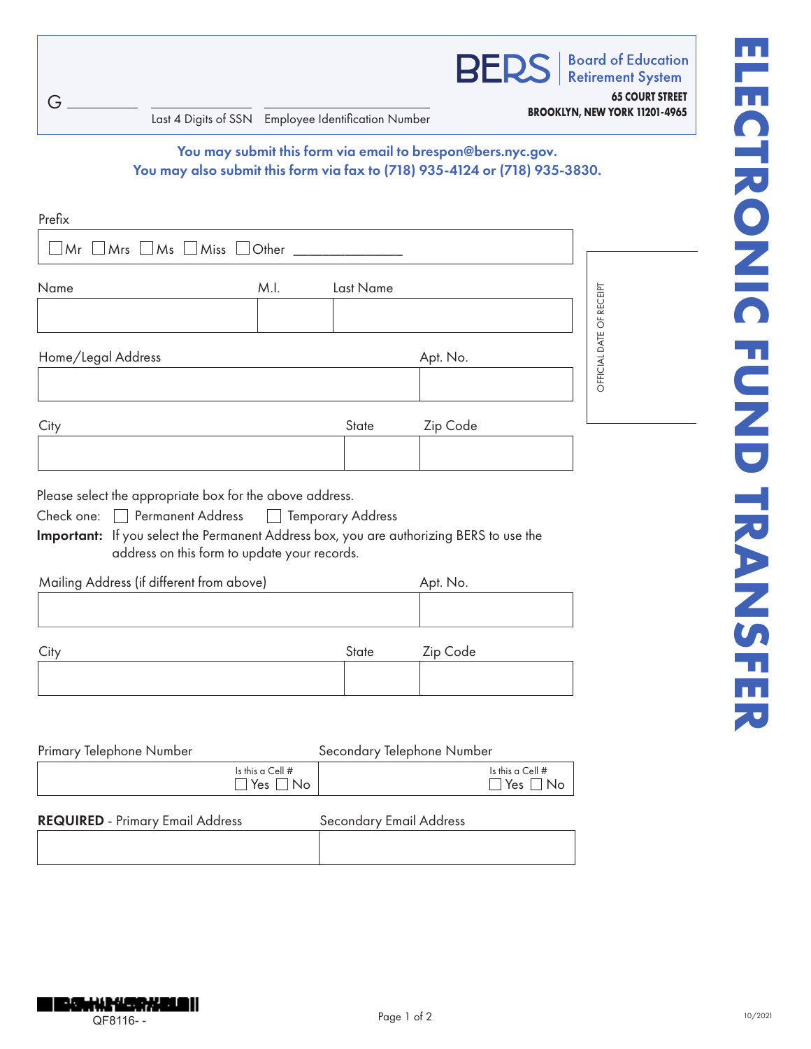# ELECTRONIC FUND TRANSFER

**BERS** Board of Education Retirement System
**65 COURT STREET**
**BROOKLYN, NEW YORK 11201-4965**

G __________ ____________ ____________________

Last 4 Digits of SSN    Employee Identification Number

**You may submit this form via email to brespon@bers.nyc.gov.**
**You may also submit this form via fax to (718) 935-4124 or (718) 935-3830.**

OFFICIAL DATE OF RECEIPT

Prefix

☐ Mr ☐ Mrs ☐ Ms ☐ Miss ☐ Other ______________

| Name | M.I. | Last Name |
|---|---|---|
| | | |

| Home/Legal Address | Apt. No. |
|---|---|
| | |

| City | State | Zip Code |
|---|---|---|
| | | |

Please select the appropriate box for the above address.

Check one: ☐ Permanent Address ☐ Temporary Address

**Important:** If you select the Permanent Address box, you are authorizing BERS to use the address on this form to update your records.

| Mailing Address (if different from above) | Apt. No. |
|---|---|
| | |

| City | State | Zip Code |
|---|---|---|
| | | |

| Primary Telephone Number | Secondary Telephone Number |
|---|---|
| Is this a Cell # ☐ Yes ☐ No | Is this a Cell # ☐ Yes ☐ No |

| **REQUIRED** - Primary Email Address | Secondary Email Address |
|---|---|
| | |

QF8116- -

10/2021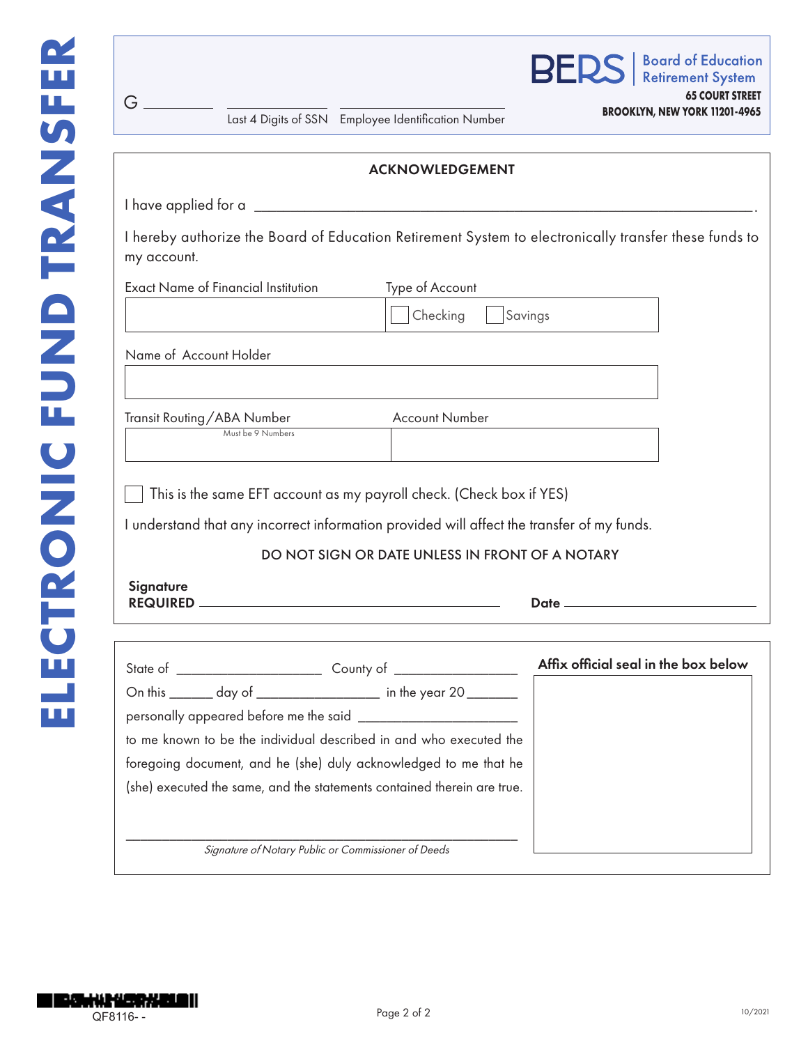# ELECTRONIC FUND TRANSFER

G __________ ______________ ________________________

Last 4 Digits of SSN    Employee Identification Number

**BERS** | Board of Education Retirement System

**65 COURT STREET**
**BROOKLYN, NEW YORK 11201-4965**

## ACKNOWLEDGEMENT

I have applied for a ______________________________________________________________.

I hereby authorize the Board of Education Retirement System to electronically transfer these funds to my account.

| Exact Name of Financial Institution | Type of Account |
|---|---|
| | ☐ Checking ☐ Savings |

Name of Account Holder

| |
|---|
| |

| Transit Routing/ABA Number (Must be 9 Numbers) | Account Number |
|---|---|
| | |

☐ This is the same EFT account as my payroll check. (Check box if YES)

I understand that any incorrect information provided will affect the transfer of my funds.

DO NOT SIGN OR DATE UNLESS IN FRONT OF A NOTARY

**Signature REQUIRED** ________________________________ **Date** ____________________

State of ____________________ County of _________________

On this ______ day of _________________ in the year 20_______

personally appeared before me the said ______________________

to me known to be the individual described in and who executed the foregoing document, and he (she) duly acknowledged to me that he (she) executed the same, and the statements contained therein are true.

____________________________________________________

*Signature of Notary Public or Commissioner of Deeds*

**Affix official seal in the box below**

QF8116- -

10/2021